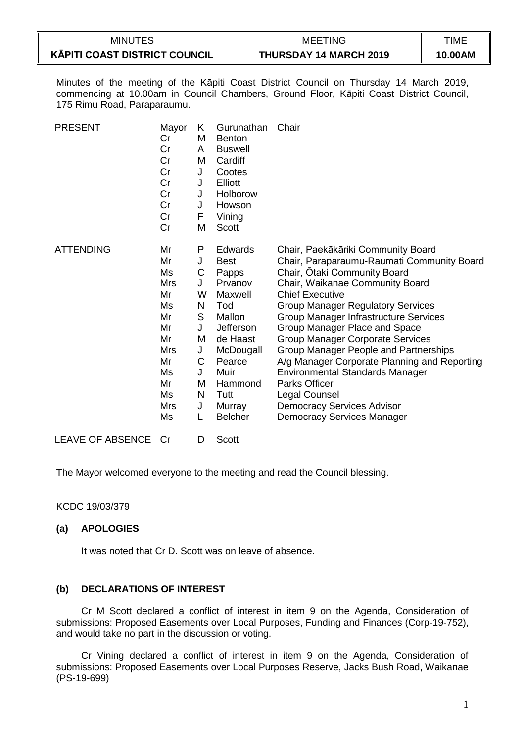| MINUTES | MEETING | TIME |
|---|---|---|
| **KĀPITI COAST DISTRICT COUNCIL** | **THURSDAY 14 MARCH 2019** | **10.00AM** |

Minutes of the meeting of the Kāpiti Coast District Council on Thursday 14 March 2019, commencing at 10.00am in Council Chambers, Ground Floor, Kāpiti Coast District Council, 175 Rimu Road, Paraparaumu.

| PRESENT | | | | |
|---|---|---|---|---|
| | Mayor | K | Gurunathan | Chair |
| | Cr | M | Benton | |
| | Cr | A | Buswell | |
| | Cr | M | Cardiff | |
| | Cr | J | Cootes | |
| | Cr | J | Elliott | |
| | Cr | J | Holborow | |
| | Cr | J | Howson | |
| | Cr | F | Vining | |
| | Cr | M | Scott | |

| ATTENDING | | | | |
|---|---|---|---|---|
| | Mr | P | Edwards | Chair, Paekākāriki Community Board |
| | Mr | J | Best | Chair, Paraparaumu-Raumati Community Board |
| | Ms | C | Papps | Chair, Ōtaki Community Board |
| | Mrs | J | Prvanov | Chair, Waikanae Community Board |
| | Mr | W | Maxwell | Chief Executive |
| | Ms | N | Tod | Group Manager Regulatory Services |
| | Mr | S | Mallon | Group Manager Infrastructure Services |
| | Mr | J | Jefferson | Group Manager Place and Space |
| | Mr | M | de Haast | Group Manager Corporate Services |
| | Mrs | J | McDougall | Group Manager People and Partnerships |
| | Mr | C | Pearce | A/g Manager Corporate Planning and Reporting |
| | Ms | J | Muir | Environmental Standards Manager |
| | Mr | M | Hammond | Parks Officer |
| | Ms | N | Tutt | Legal Counsel |
| | Mrs | J | Murray | Democracy Services Advisor |
| | Ms | L | Belcher | Democracy Services Manager |

LEAVE OF ABSENCE Cr D Scott

The Mayor welcomed everyone to the meeting and read the Council blessing.

KCDC 19/03/379

**(a) APOLOGIES**

It was noted that Cr D. Scott was on leave of absence.

**(b) DECLARATIONS OF INTEREST**

Cr M Scott declared a conflict of interest in item 9 on the Agenda, Consideration of submissions: Proposed Easements over Local Purposes, Funding and Finances (Corp-19-752), and would take no part in the discussion or voting.

Cr Vining declared a conflict of interest in item 9 on the Agenda, Consideration of submissions: Proposed Easements over Local Purposes Reserve, Jacks Bush Road, Waikanae (PS-19-699)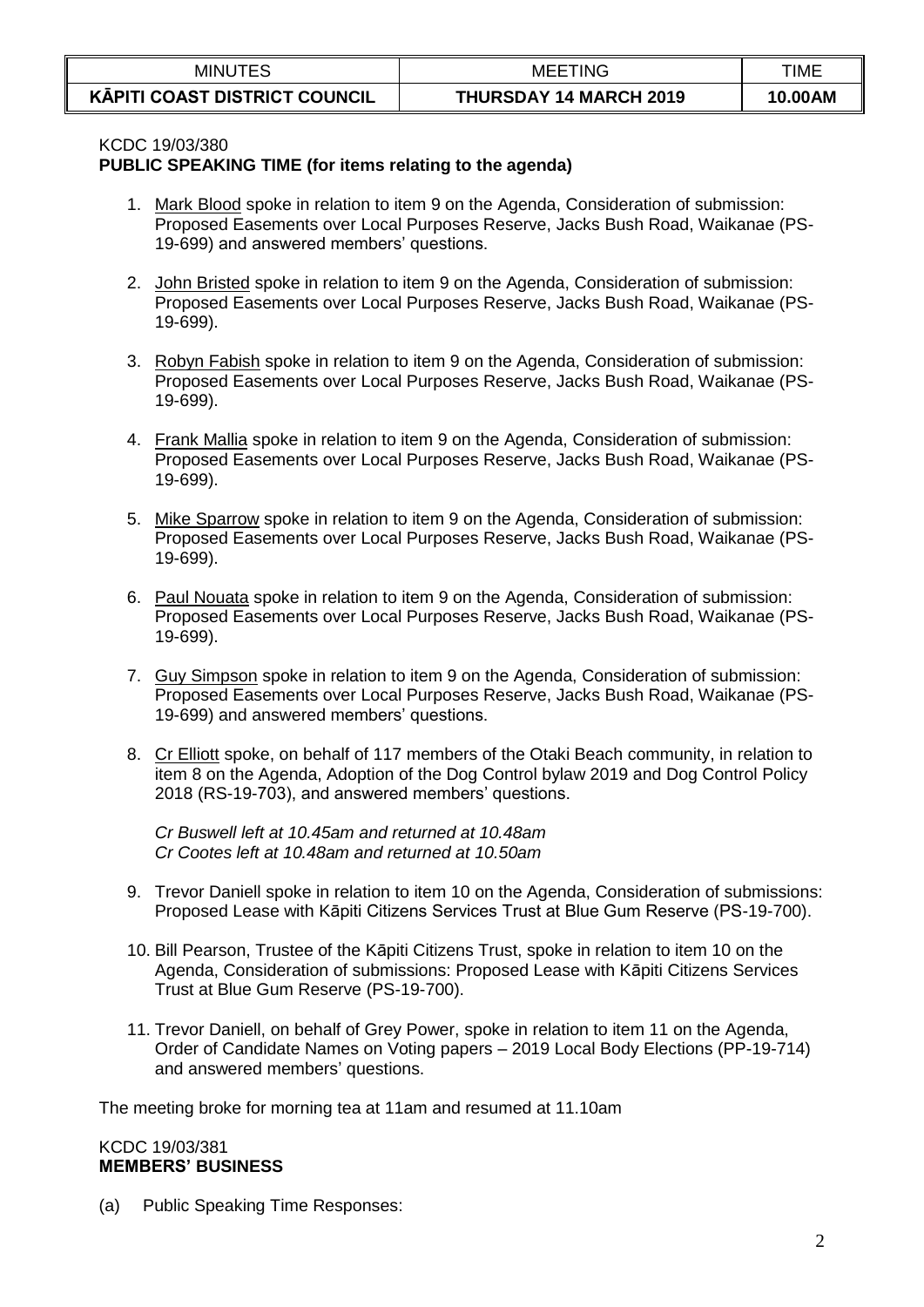KCDC 19/03/380
**PUBLIC SPEAKING TIME (for items relating to the agenda)**

1. Mark Blood spoke in relation to item 9 on the Agenda, Consideration of submission: Proposed Easements over Local Purposes Reserve, Jacks Bush Road, Waikanae (PS-19-699) and answered members' questions.

2. John Bristed spoke in relation to item 9 on the Agenda, Consideration of submission: Proposed Easements over Local Purposes Reserve, Jacks Bush Road, Waikanae (PS-19-699).

3. Robyn Fabish spoke in relation to item 9 on the Agenda, Consideration of submission: Proposed Easements over Local Purposes Reserve, Jacks Bush Road, Waikanae (PS-19-699).

4. Frank Mallia spoke in relation to item 9 on the Agenda, Consideration of submission: Proposed Easements over Local Purposes Reserve, Jacks Bush Road, Waikanae (PS-19-699).

5. Mike Sparrow spoke in relation to item 9 on the Agenda, Consideration of submission: Proposed Easements over Local Purposes Reserve, Jacks Bush Road, Waikanae (PS-19-699).

6. Paul Nouata spoke in relation to item 9 on the Agenda, Consideration of submission: Proposed Easements over Local Purposes Reserve, Jacks Bush Road, Waikanae (PS-19-699).

7. Guy Simpson spoke in relation to item 9 on the Agenda, Consideration of submission: Proposed Easements over Local Purposes Reserve, Jacks Bush Road, Waikanae (PS-19-699) and answered members' questions.

8. Cr Elliott spoke, on behalf of 117 members of the Otaki Beach community, in relation to item 8 on the Agenda, Adoption of the Dog Control bylaw 2019 and Dog Control Policy 2018 (RS-19-703), and answered members' questions.

   *Cr Buswell left at 10.45am and returned at 10.48am*
   *Cr Cootes left at 10.48am and returned at 10.50am*

9. Trevor Daniell spoke in relation to item 10 on the Agenda, Consideration of submissions: Proposed Lease with Kāpiti Citizens Services Trust at Blue Gum Reserve (PS-19-700).

10. Bill Pearson, Trustee of the Kāpiti Citizens Trust, spoke in relation to item 10 on the Agenda, Consideration of submissions: Proposed Lease with Kāpiti Citizens Services Trust at Blue Gum Reserve (PS-19-700).

11. Trevor Daniell, on behalf of Grey Power, spoke in relation to item 11 on the Agenda, Order of Candidate Names on Voting papers – 2019 Local Body Elections (PP-19-714) and answered members' questions.

The meeting broke for morning tea at 11am and resumed at 11.10am

KCDC 19/03/381
**MEMBERS' BUSINESS**

(a) Public Speaking Time Responses: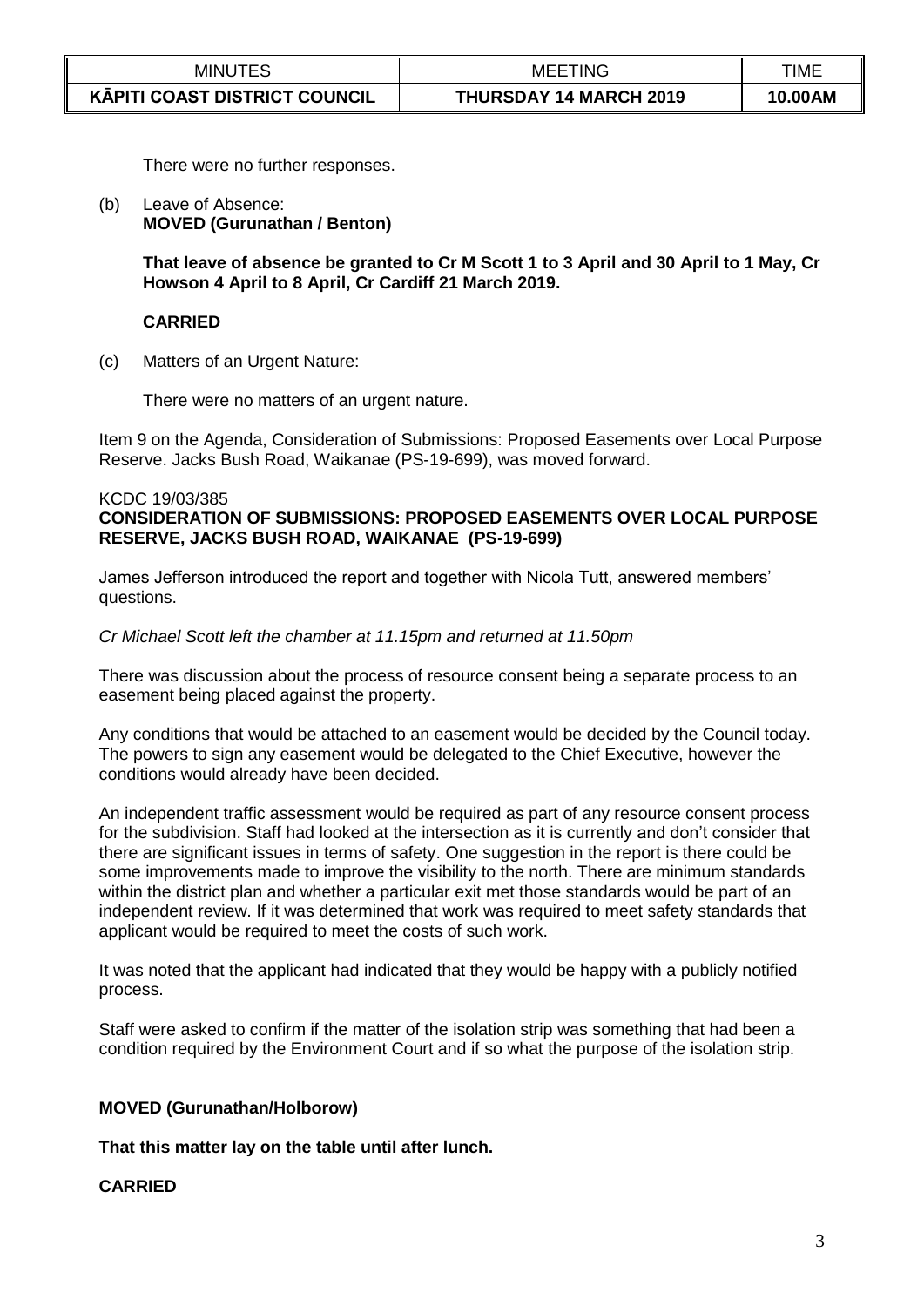There were no further responses.

(b) Leave of Absence:
**MOVED (Gurunathan / Benton)**

**That leave of absence be granted to Cr M Scott 1 to 3 April and 30 April to 1 May, Cr Howson 4 April to 8 April, Cr Cardiff 21 March 2019.**

**CARRIED**

(c) Matters of an Urgent Nature:

There were no matters of an urgent nature.

Item 9 on the Agenda, Consideration of Submissions: Proposed Easements over Local Purpose Reserve. Jacks Bush Road, Waikanae (PS-19-699), was moved forward.

KCDC 19/03/385
**CONSIDERATION OF SUBMISSIONS: PROPOSED EASEMENTS OVER LOCAL PURPOSE RESERVE, JACKS BUSH ROAD, WAIKANAE (PS-19-699)**

James Jefferson introduced the report and together with Nicola Tutt, answered members' questions.

*Cr Michael Scott left the chamber at 11.15pm and returned at 11.50pm*

There was discussion about the process of resource consent being a separate process to an easement being placed against the property.

Any conditions that would be attached to an easement would be decided by the Council today. The powers to sign any easement would be delegated to the Chief Executive, however the conditions would already have been decided.

An independent traffic assessment would be required as part of any resource consent process for the subdivision. Staff had looked at the intersection as it is currently and don't consider that there are significant issues in terms of safety. One suggestion in the report is there could be some improvements made to improve the visibility to the north. There are minimum standards within the district plan and whether a particular exit met those standards would be part of an independent review. If it was determined that work was required to meet safety standards that applicant would be required to meet the costs of such work.

It was noted that the applicant had indicated that they would be happy with a publicly notified process.

Staff were asked to confirm if the matter of the isolation strip was something that had been a condition required by the Environment Court and if so what the purpose of the isolation strip.

**MOVED (Gurunathan/Holborow)**

**That this matter lay on the table until after lunch.**

**CARRIED**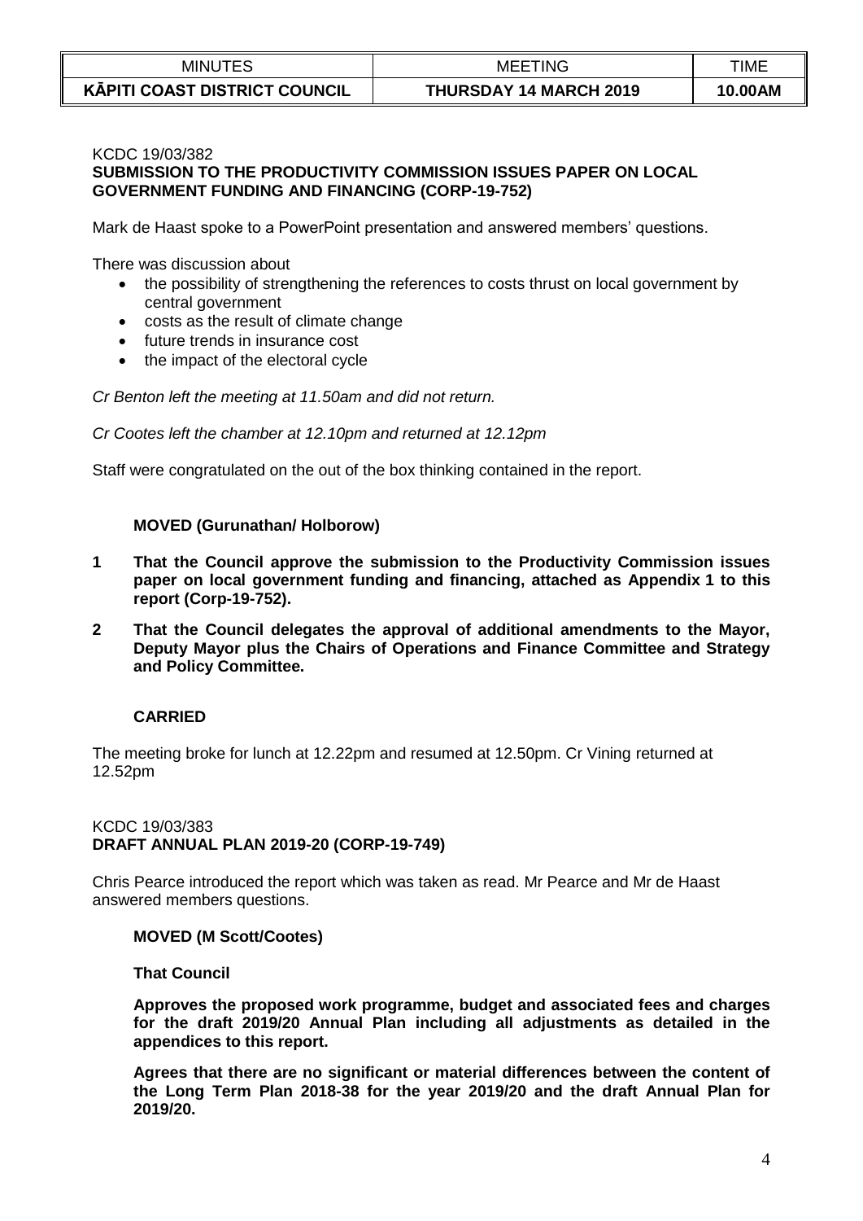KCDC 19/03/382
**SUBMISSION TO THE PRODUCTIVITY COMMISSION ISSUES PAPER ON LOCAL GOVERNMENT FUNDING AND FINANCING (CORP-19-752)**

Mark de Haast spoke to a PowerPoint presentation and answered members' questions.

There was discussion about

- the possibility of strengthening the references to costs thrust on local government by central government
- costs as the result of climate change
- future trends in insurance cost
- the impact of the electoral cycle

*Cr Benton left the meeting at 11.50am and did not return.*

*Cr Cootes left the chamber at 12.10pm and returned at 12.12pm*

Staff were congratulated on the out of the box thinking contained in the report.

**MOVED (Gurunathan/ Holborow)**

**1 That the Council approve the submission to the Productivity Commission issues paper on local government funding and financing, attached as Appendix 1 to this report (Corp-19-752).**

**2 That the Council delegates the approval of additional amendments to the Mayor, Deputy Mayor plus the Chairs of Operations and Finance Committee and Strategy and Policy Committee.**

**CARRIED**

The meeting broke for lunch at 12.22pm and resumed at 12.50pm. Cr Vining returned at 12.52pm

KCDC 19/03/383
**DRAFT ANNUAL PLAN 2019-20 (CORP-19-749)**

Chris Pearce introduced the report which was taken as read. Mr Pearce and Mr de Haast answered members questions.

**MOVED (M Scott/Cootes)**

**That Council**

**Approves the proposed work programme, budget and associated fees and charges for the draft 2019/20 Annual Plan including all adjustments as detailed in the appendices to this report.**

**Agrees that there are no significant or material differences between the content of the Long Term Plan 2018-38 for the year 2019/20 and the draft Annual Plan for 2019/20.**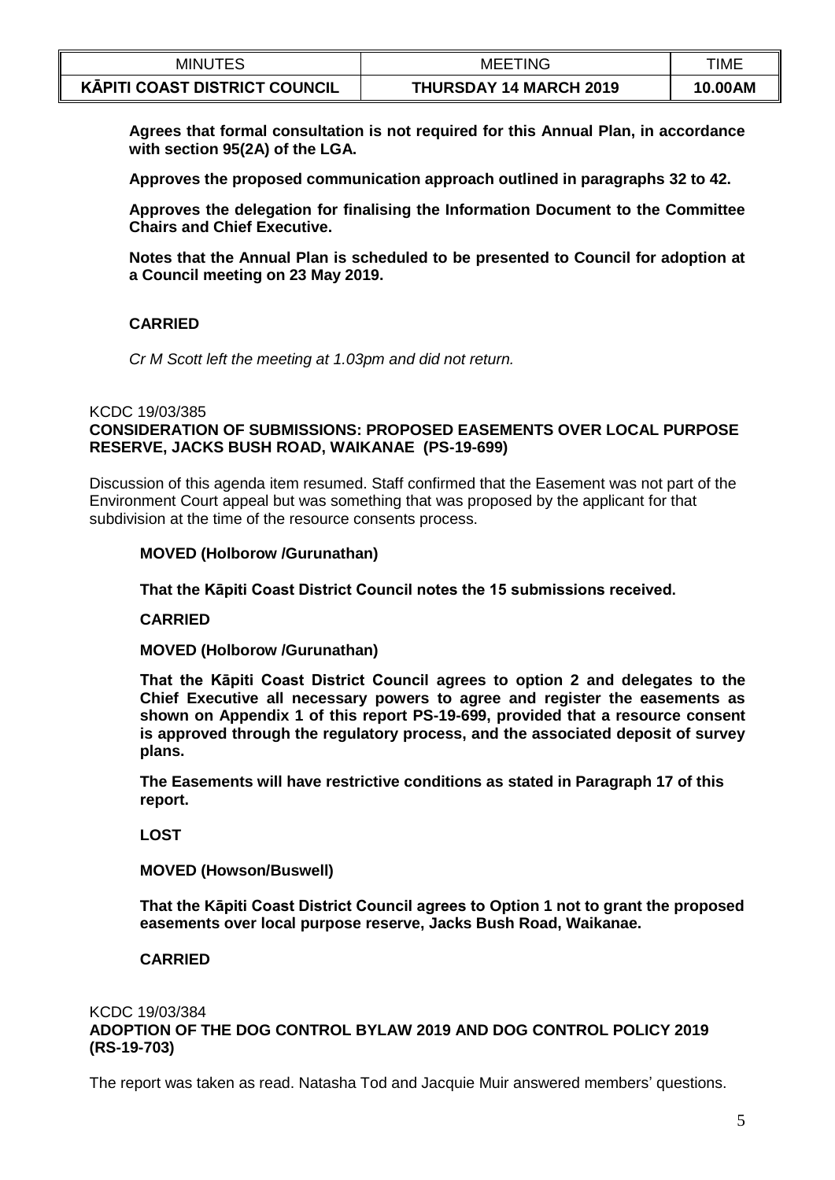**Agrees that formal consultation is not required for this Annual Plan, in accordance with section 95(2A) of the LGA.**

**Approves the proposed communication approach outlined in paragraphs 32 to 42.**

**Approves the delegation for finalising the Information Document to the Committee Chairs and Chief Executive.**

**Notes that the Annual Plan is scheduled to be presented to Council for adoption at a Council meeting on 23 May 2019.**

**CARRIED**

*Cr M Scott left the meeting at 1.03pm and did not return.*

KCDC 19/03/385
**CONSIDERATION OF SUBMISSIONS: PROPOSED EASEMENTS OVER LOCAL PURPOSE RESERVE, JACKS BUSH ROAD, WAIKANAE (PS-19-699)**

Discussion of this agenda item resumed. Staff confirmed that the Easement was not part of the Environment Court appeal but was something that was proposed by the applicant for that subdivision at the time of the resource consents process.

**MOVED (Holborow /Gurunathan)**

**That the Kāpiti Coast District Council notes the 15 submissions received.**

**CARRIED**

**MOVED (Holborow /Gurunathan)**

**That the Kāpiti Coast District Council agrees to option 2 and delegates to the Chief Executive all necessary powers to agree and register the easements as shown on Appendix 1 of this report PS-19-699, provided that a resource consent is approved through the regulatory process, and the associated deposit of survey plans.**

**The Easements will have restrictive conditions as stated in Paragraph 17 of this report.**

**LOST**

**MOVED (Howson/Buswell)**

**That the Kāpiti Coast District Council agrees to Option 1 not to grant the proposed easements over local purpose reserve, Jacks Bush Road, Waikanae.**

**CARRIED**

KCDC 19/03/384
**ADOPTION OF THE DOG CONTROL BYLAW 2019 AND DOG CONTROL POLICY 2019 (RS-19-703)**

The report was taken as read. Natasha Tod and Jacquie Muir answered members' questions.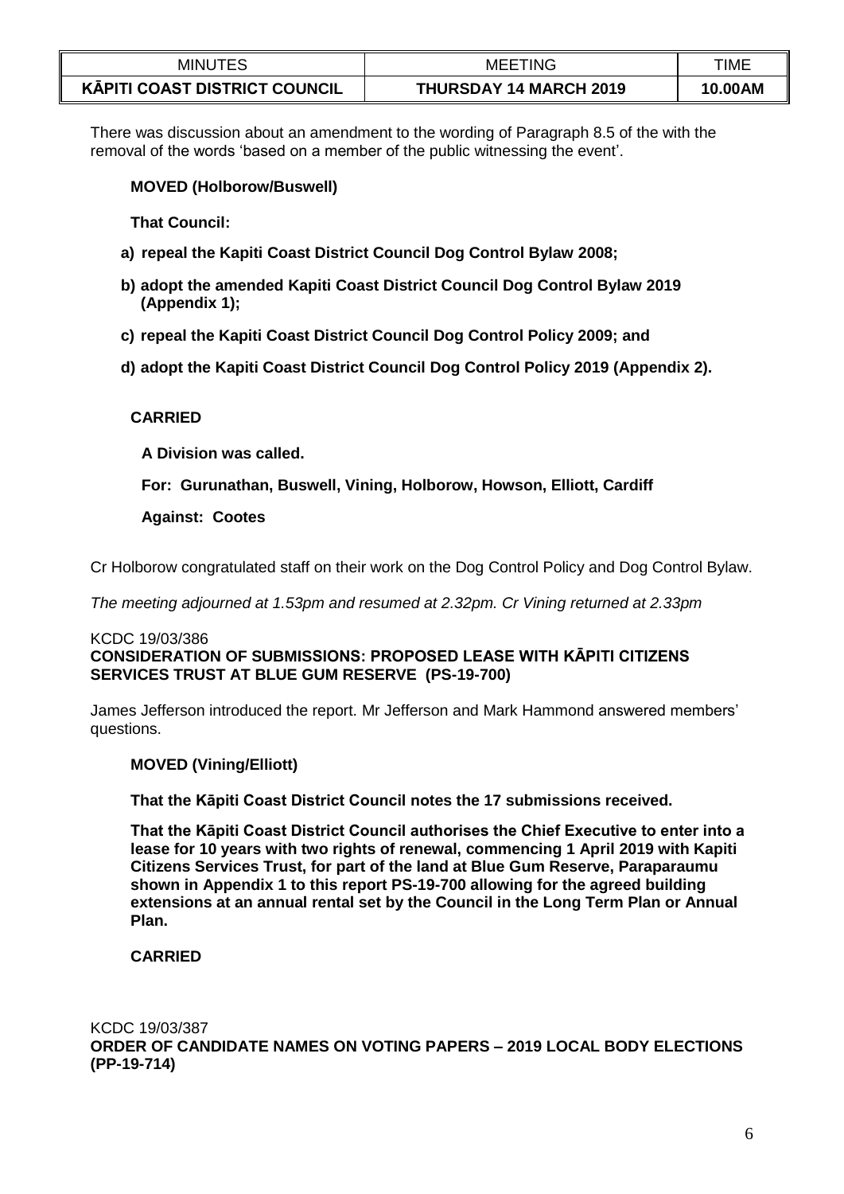There was discussion about an amendment to the wording of Paragraph 8.5 of the with the removal of the words 'based on a member of the public witnessing the event'.

**MOVED (Holborow/Buswell)**

**That Council:**

**a) repeal the Kapiti Coast District Council Dog Control Bylaw 2008;**

**b) adopt the amended Kapiti Coast District Council Dog Control Bylaw 2019 (Appendix 1);**

**c) repeal the Kapiti Coast District Council Dog Control Policy 2009; and**

**d) adopt the Kapiti Coast District Council Dog Control Policy 2019 (Appendix 2).**

**CARRIED**

**A Division was called.**

**For: Gurunathan, Buswell, Vining, Holborow, Howson, Elliott, Cardiff**

**Against: Cootes**

Cr Holborow congratulated staff on their work on the Dog Control Policy and Dog Control Bylaw.

*The meeting adjourned at 1.53pm and resumed at 2.32pm. Cr Vining returned at 2.33pm*

KCDC 19/03/386
**CONSIDERATION OF SUBMISSIONS: PROPOSED LEASE WITH KĀPITI CITIZENS SERVICES TRUST AT BLUE GUM RESERVE (PS-19-700)**

James Jefferson introduced the report. Mr Jefferson and Mark Hammond answered members' questions.

**MOVED (Vining/Elliott)**

**That the Kāpiti Coast District Council notes the 17 submissions received.**

**That the Kāpiti Coast District Council authorises the Chief Executive to enter into a lease for 10 years with two rights of renewal, commencing 1 April 2019 with Kapiti Citizens Services Trust, for part of the land at Blue Gum Reserve, Paraparaumu shown in Appendix 1 to this report PS-19-700 allowing for the agreed building extensions at an annual rental set by the Council in the Long Term Plan or Annual Plan.**

**CARRIED**

KCDC 19/03/387
**ORDER OF CANDIDATE NAMES ON VOTING PAPERS – 2019 LOCAL BODY ELECTIONS (PP-19-714)**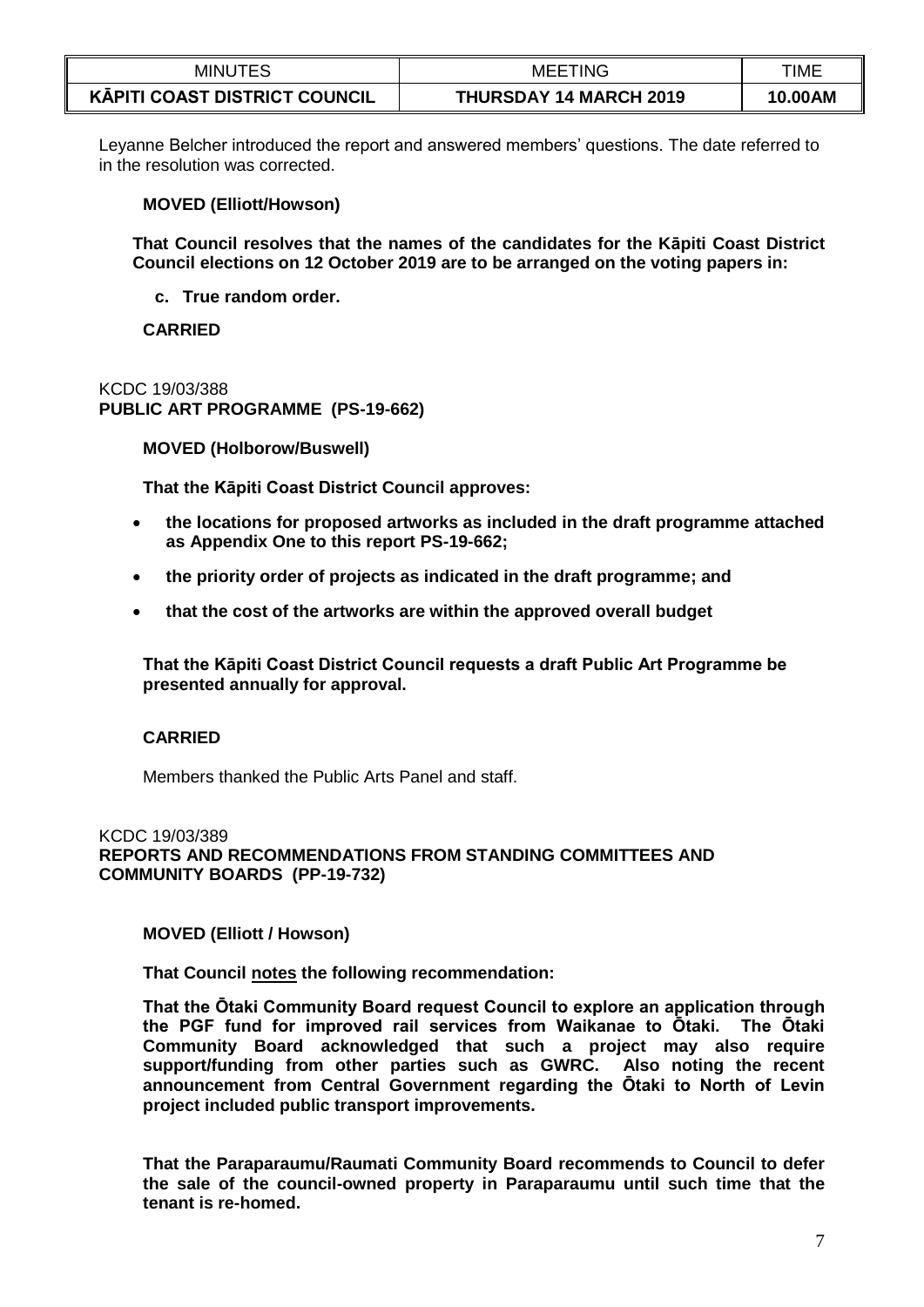Leyanne Belcher introduced the report and answered members' questions. The date referred to in the resolution was corrected.

**MOVED (Elliott/Howson)**

**That Council resolves that the names of the candidates for the Kāpiti Coast District Council elections on 12 October 2019 are to be arranged on the voting papers in:**

**c. True random order.**

**CARRIED**

KCDC 19/03/388
**PUBLIC ART PROGRAMME (PS-19-662)**

**MOVED (Holborow/Buswell)**

**That the Kāpiti Coast District Council approves:**

- **the locations for proposed artworks as included in the draft programme attached as Appendix One to this report PS-19-662;**
- **the priority order of projects as indicated in the draft programme; and**
- **that the cost of the artworks are within the approved overall budget**

**That the Kāpiti Coast District Council requests a draft Public Art Programme be presented annually for approval.**

**CARRIED**

Members thanked the Public Arts Panel and staff.

KCDC 19/03/389
**REPORTS AND RECOMMENDATIONS FROM STANDING COMMITTEES AND COMMUNITY BOARDS (PP-19-732)**

**MOVED (Elliott / Howson)**

**That Council <u>notes</u> the following recommendation:**

**That the Ōtaki Community Board request Council to explore an application through the PGF fund for improved rail services from Waikanae to Ōtaki. The Ōtaki Community Board acknowledged that such a project may also require support/funding from other parties such as GWRC. Also noting the recent announcement from Central Government regarding the Ōtaki to North of Levin project included public transport improvements.**

**That the Paraparaumu/Raumati Community Board recommends to Council to defer the sale of the council-owned property in Paraparaumu until such time that the tenant is re-homed.**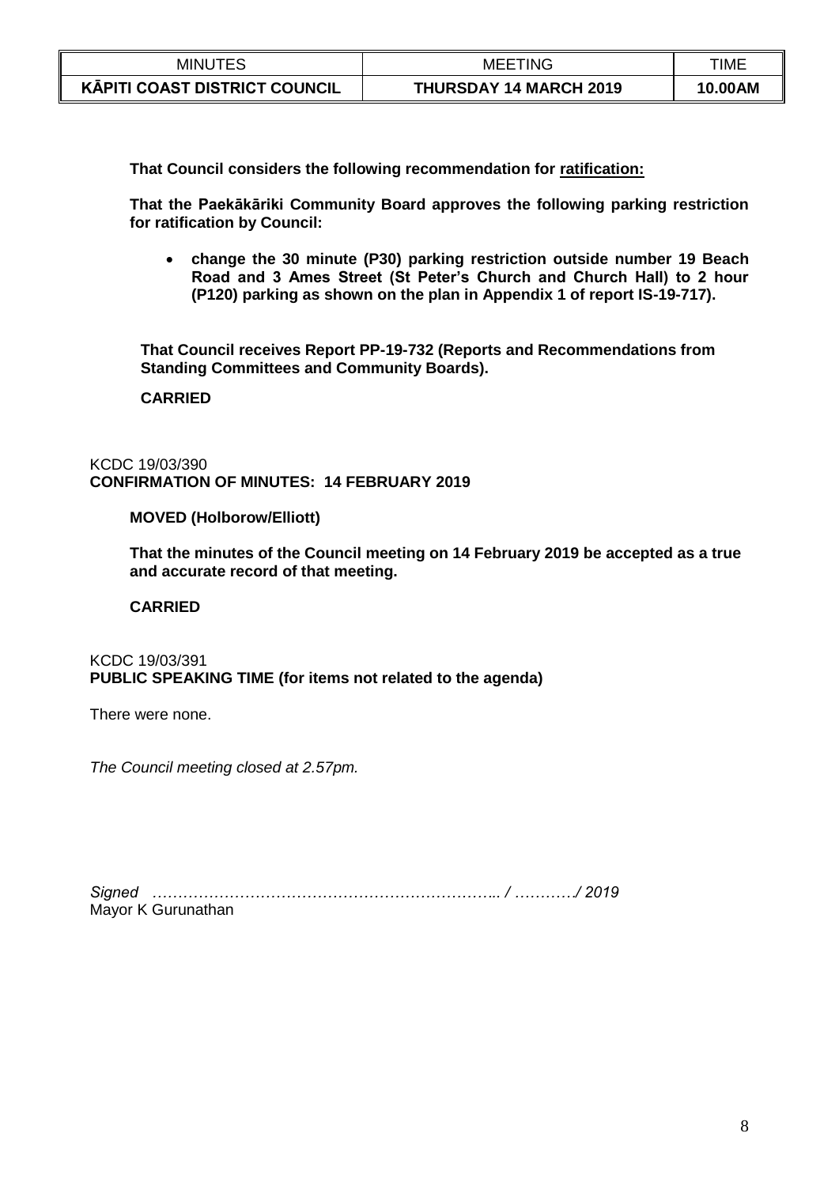**That Council considers the following recommendation for ratification:**

**That the Paekākāriki Community Board approves the following parking restriction for ratification by Council:**

- **change the 30 minute (P30) parking restriction outside number 19 Beach Road and 3 Ames Street (St Peter's Church and Church Hall) to 2 hour (P120) parking as shown on the plan in Appendix 1 of report IS-19-717).**

**That Council receives Report PP-19-732 (Reports and Recommendations from Standing Committees and Community Boards).**

**CARRIED**

KCDC 19/03/390
**CONFIRMATION OF MINUTES: 14 FEBRUARY 2019**

**MOVED (Holborow/Elliott)**

**That the minutes of the Council meeting on 14 February 2019 be accepted as a true and accurate record of that meeting.**

**CARRIED**

KCDC 19/03/391
**PUBLIC SPEAKING TIME (for items not related to the agenda)**

There were none.

*The Council meeting closed at 2.57pm.*

*Signed …………………………………………………………... / …………/ 2019*
Mayor K Gurunathan